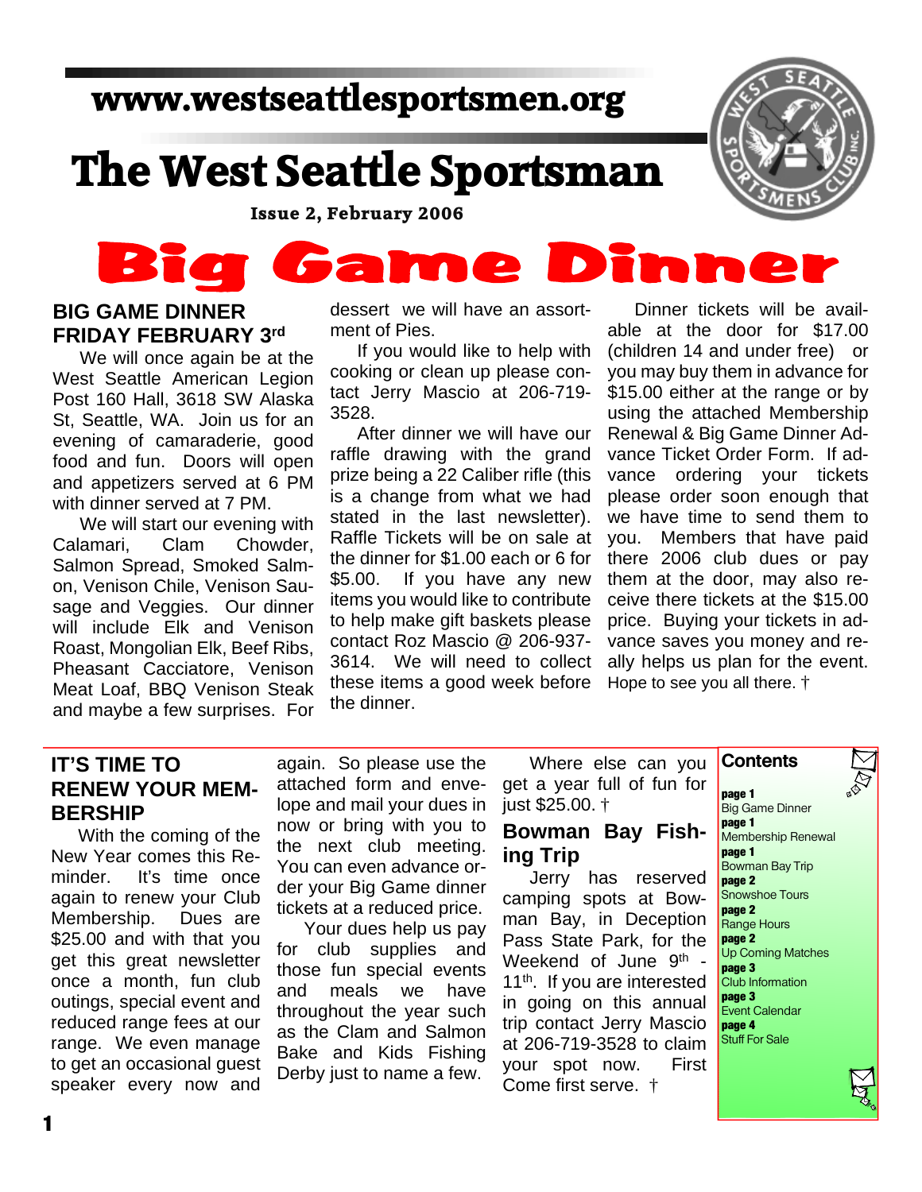www.westseattlesportsmen.org

# The West Seattle Sportsman

**Issue 2, February 2006**

# Big Game Dinner

## BIG GAME DINNER FRIDAY FEBRUARY 3rd

We will once again be at the West Seattle American Legion Post 160 Hall, 3618 SW Alaska St, Seattle, WA. Join us for an evening of camaraderie, good food and fun. Doors will open and appetizers served at 6 PM with dinner served at 7 PM.

We will start our evening with Calamari, Clam Chowder, Salmon Spread, Smoked Salmon, Venison Chile, Venison Sausage and Veggies. Our dinner will include Elk and Venison Roast, Mongolian Elk, Beef Ribs, Pheasant Cacciatore, Venison Meat Loaf, BBQ Venison Steak and maybe a few surprises. For dessert we will have an assortment of Pies.

If you would like to help with cooking or clean up please contact Jerry Mascio at 206-719-3528.

After dinner we will have our raffle drawing with the grand prize being a 22 Caliber rifle (this is a change from what we had stated in the last newsletter). Raffle Tickets will be on sale at the dinner for $1.00 each or 6 for $5.00. If you have any new items you would like to contribute to help make gift baskets please contact Roz Mascio @ 206-937-3614. We will need to collect these items a good week before the dinner.

Dinner tickets will be available at the door for $17.00 (children 14 and under free) or you may buy them in advance for $15.00 either at the range or by using the attached Membership Renewal & Big Game Dinner Advance Ticket Order Form. If advance ordering your tickets please order soon enough that we have time to send them to you. Members that have paid there 2006 club dues or pay them at the door, may also receive there tickets at the $15.00 price. Buying your tickets in advance saves you money and really helps us plan for the event. Hope to see you all there. †

## IT'S TIME TO RENEW YOUR MEMBERSHIP

With the coming of the New Year comes this Reminder. It's time once again to renew your Club Membership. Dues are $25.00 and with that you get this great newsletter once a month, fun club outings, special event and reduced range fees at our range. We even manage to get an occasional guest speaker every now and again. So please use the attached form and envelope and mail your dues in now or bring with you to the next club meeting. You can even advance order your Big Game dinner tickets at a reduced price.

Your dues help us pay for club supplies and those fun special events and meals we have throughout the year such as the Clam and Salmon Bake and Kids Fishing Derby just to name a few.

Where else can you get a year full of fun for just $25.00. †

## Bowman Bay Fishing Trip

Jerry has reserved camping spots at Bowman Bay, in Deception Pass State Park, for the Weekend of June 9th - 11th. If you are interested in going on this annual trip contact Jerry Mascio at 206-719-3528 to claim your spot now. First Come first serve. †

## Contents

**page 1** Big Game Dinner
**page 1** Membership Renewal
**page 1** Bowman Bay Trip
**page 2** Snowshoe Tours
**page 2** Range Hours
**page 2** Up Coming Matches
**page 3** Club Information
**page 3** Event Calendar
**page 4** Stuff For Sale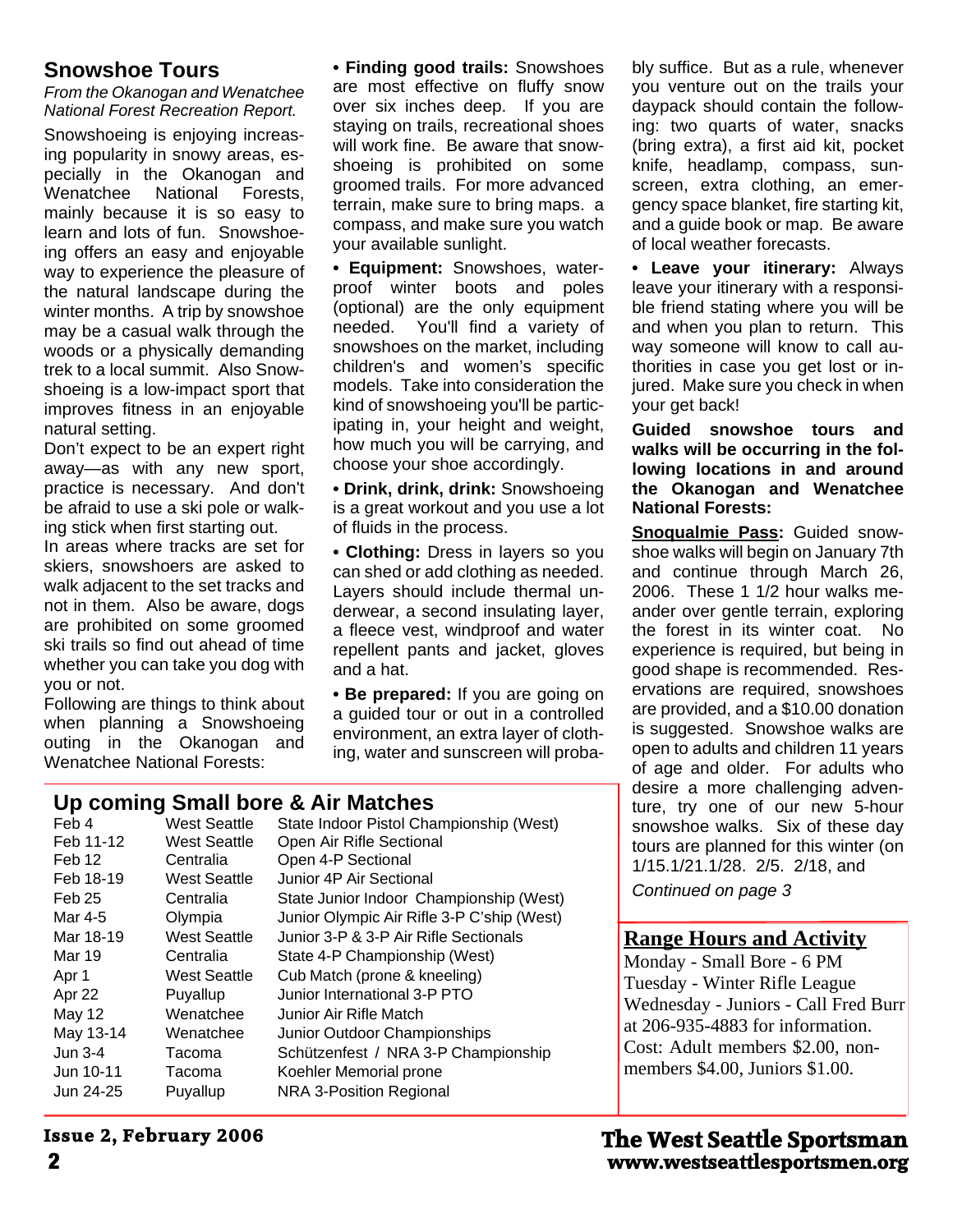## Snowshoe Tours

*From the Okanogan and Wenatchee National Forest Recreation Report.*

Snowshoeing is enjoying increasing popularity in snowy areas, especially in the Okanogan and Wenatchee National Forests, mainly because it is so easy to learn and lots of fun. Snowshoeing offers an easy and enjoyable way to experience the pleasure of the natural landscape during the winter months. A trip by snowshoe may be a casual walk through the woods or a physically demanding trek to a local summit. Also Snowshoeing is a low-impact sport that improves fitness in an enjoyable natural setting.

Don't expect to be an expert right away—as with any new sport, practice is necessary. And don't be afraid to use a ski pole or walking stick when first starting out.

In areas where tracks are set for skiers, snowshoers are asked to walk adjacent to the set tracks and not in them. Also be aware, dogs are prohibited on some groomed ski trails so find out ahead of time whether you can take you dog with you or not.

Following are things to think about when planning a Snowshoeing outing in the Okanogan and Wenatchee National Forests:

• **Finding good trails:** Snowshoes are most effective on fluffy snow over six inches deep. If you are staying on trails, recreational shoes will work fine. Be aware that snowshoeing is prohibited on some groomed trails. For more advanced terrain, make sure to bring maps. a compass, and make sure you watch your available sunlight.

• **Equipment:** Snowshoes, waterproof winter boots and poles (optional) are the only equipment needed. You'll find a variety of snowshoes on the market, including children's and women's specific models. Take into consideration the kind of snowshoeing you'll be participating in, your height and weight, how much you will be carrying, and choose your shoe accordingly.

• **Drink, drink, drink:** Snowshoeing is a great workout and you use a lot of fluids in the process.

• **Clothing:** Dress in layers so you can shed or add clothing as needed. Layers should include thermal underwear, a second insulating layer, a fleece vest, windproof and water repellent pants and jacket, gloves and a hat.

• **Be prepared:** If you are going on a guided tour or out in a controlled environment, an extra layer of clothing, water and sunscreen will probably suffice. But as a rule, whenever you venture out on the trails your daypack should contain the following: two quarts of water, snacks (bring extra), a first aid kit, pocket knife, headlamp, compass, sunscreen, extra clothing, an emergency space blanket, fire starting kit, and a guide book or map. Be aware of local weather forecasts.

• **Leave your itinerary:** Always leave your itinerary with a responsible friend stating where you will be and when you plan to return. This way someone will know to call authorities in case you get lost or injured. Make sure you check in when your get back!

**Guided snowshoe tours and walks will be occurring in the following locations in and around the Okanogan and Wenatchee National Forests:**

**Snoqualmie Pass:** Guided snowshoe walks will begin on January 7th and continue through March 26, 2006. These 1 1/2 hour walks meander over gentle terrain, exploring the forest in its winter coat. No experience is required, but being in good shape is recommended. Reservations are required, snowshoes are provided, and a $10.00 donation is suggested. Snowshoe walks are open to adults and children 11 years of age and older. For adults who desire a more challenging adventure, try one of our new 5-hour snowshoe walks. Six of these day tours are planned for this winter (on 1/15.1/21.1/28. 2/5. 2/18, and

*Continued on page 3*

## Up coming Small bore & Air Matches

| Date | Location | Event |
|---|---|---|
| Feb 4 | West Seattle | State Indoor Pistol Championship (West) |
| Feb 11-12 | West Seattle | Open Air Rifle Sectional |
| Feb 12 | Centralia | Open 4-P Sectional |
| Feb 18-19 | West Seattle | Junior 4P Air Sectional |
| Feb 25 | Centralia | State Junior Indoor Championship (West) |
| Mar 4-5 | Olympia | Junior Olympic Air Rifle 3-P C'ship (West) |
| Mar 18-19 | West Seattle | Junior 3-P & 3-P Air Rifle Sectionals |
| Mar 19 | Centralia | State 4-P Championship (West) |
| Apr 1 | West Seattle | Cub Match (prone & kneeling) |
| Apr 22 | Puyallup | Junior International 3-P PTO |
| May 12 | Wenatchee | Junior Air Rifle Match |
| May 13-14 | Wenatchee | Junior Outdoor Championships |
| Jun 3-4 | Tacoma | Schützenfest / NRA 3-P Championship |
| Jun 10-11 | Tacoma | Koehler Memorial prone |
| Jun 24-25 | Puyallup | NRA 3-Position Regional |

## Range Hours and Activity

Monday - Small Bore - 6 PM
Tuesday - Winter Rifle League
Wednesday - Juniors - Call Fred Burr at 206-935-4883 for information.
Cost: Adult members $2.00, non-members $4.00, Juniors $1.00.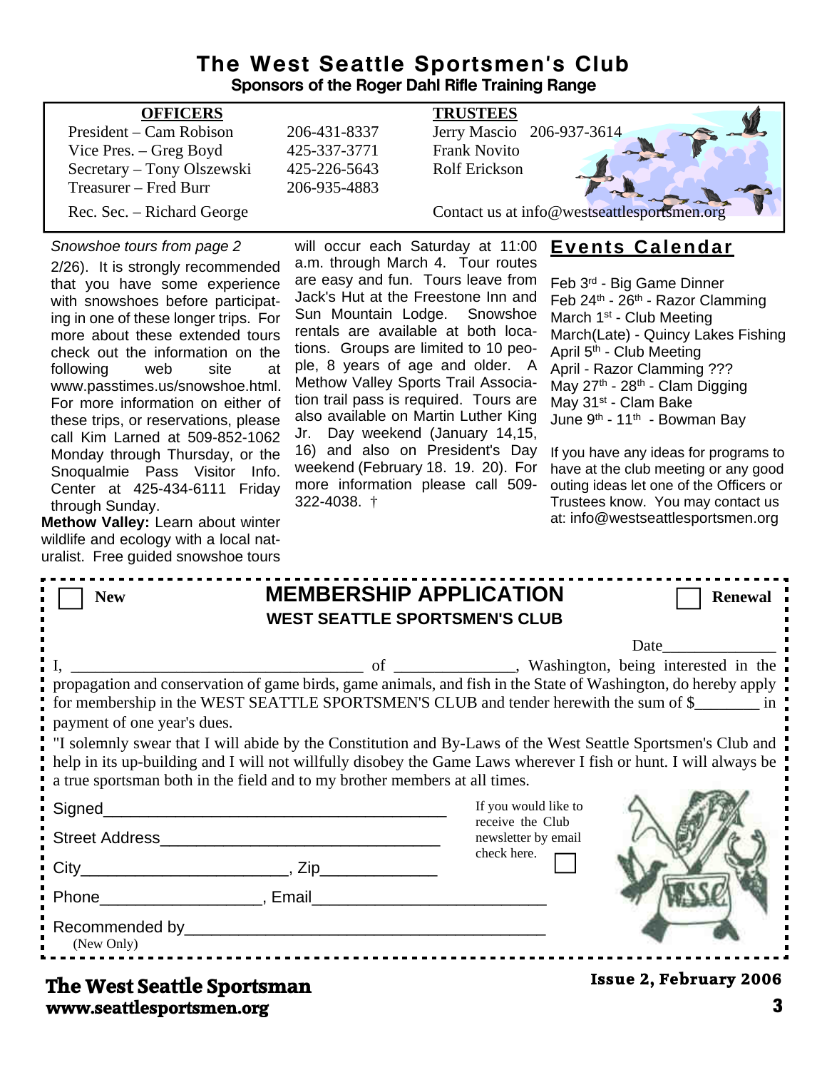# The West Seattle Sportsmen's Club

**Sponsors of the Roger Dahl Rifle Training Range**

| OFFICERS | | TRUSTEES |
|---|---|---|
| President – Cam Robison | 206-431-8337 | Jerry Mascio 206-937-3614 |
| Vice Pres. – Greg Boyd | 425-337-3771 | Frank Novito |
| Secretary – Tony Olszewski | 425-226-5643 | Rolf Erickson |
| Treasurer – Fred Burr | 206-935-4883 | |
| Rec. Sec. – Richard George | | Contact us at info@westseattlesportsmen.org |

*Snowshoe tours from page 2*

2/26). It is strongly recommended that you have some experience with snowshoes before participating in one of these longer trips. For more about these extended tours check out the information on the following web site at www.passtimes.us/snowshoe.html. For more information on either of these trips, or reservations, please call Kim Larned at 509-852-1062 Monday through Thursday, or the Snoqualmie Pass Visitor Info. Center at 425-434-6111 Friday through Sunday.

**Methow Valley:** Learn about winter wildlife and ecology with a local naturalist. Free guided snowshoe tours will occur each Saturday at 11:00 a.m. through March 4. Tour routes are easy and fun. Tours leave from Jack's Hut at the Freestone Inn and Sun Mountain Lodge. Snowshoe rentals are available at both locations. Groups are limited to 10 people, 8 years of age and older. A Methow Valley Sports Trail Association trail pass is required. Tours are also available on Martin Luther King Jr. Day weekend (January 14,15, 16) and also on President's Day weekend (February 18. 19. 20). For more information please call 509-322-4038. †

## Events Calendar

Feb 3rd - Big Game Dinner
Feb 24th - 26th - Razor Clamming
March 1st - Club Meeting
March(Late) - Quincy Lakes Fishing
April 5th - Club Meeting
April - Razor Clamming ???
May 27th - 28th - Clam Digging
May 31st - Clam Bake
June 9th - 11th - Bowman Bay

If you have any ideas for programs to have at the club meeting or any good outing ideas let one of the Officers or Trustees know. You may contact us at: info@westseattlesportsmen.org

---

☐ New

## MEMBERSHIP APPLICATION

**WEST SEATTLE SPORTSMEN'S CLUB**

☐ Renewal

Date______________

I, ____________________________________ of _______________, Washington, being interested in the propagation and conservation of game birds, game animals, and fish in the State of Washington, do hereby apply for membership in the WEST SEATTLE SPORTSMEN'S CLUB and tender herewith the sum of $________ in payment of one year's dues.

"I solemnly swear that I will abide by the Constitution and By-Laws of the West Seattle Sportsmen's Club and help in its up-building and I will not willfully disobey the Game Laws wherever I fish or hunt. I will always be a true sportsman both in the field and to my brother members at all times.

Signed_______________________________________

Street Address________________________________

City_______________________, Zip_____________

Phone__________________, Email_________________________

Recommended by________________________________________
(New Only)

If you would like to receive the Club newsletter by email check here. ☐

---

**The West Seattle Sportsman**
**www.seattlesportsmen.org**

**Issue 2, February 2006**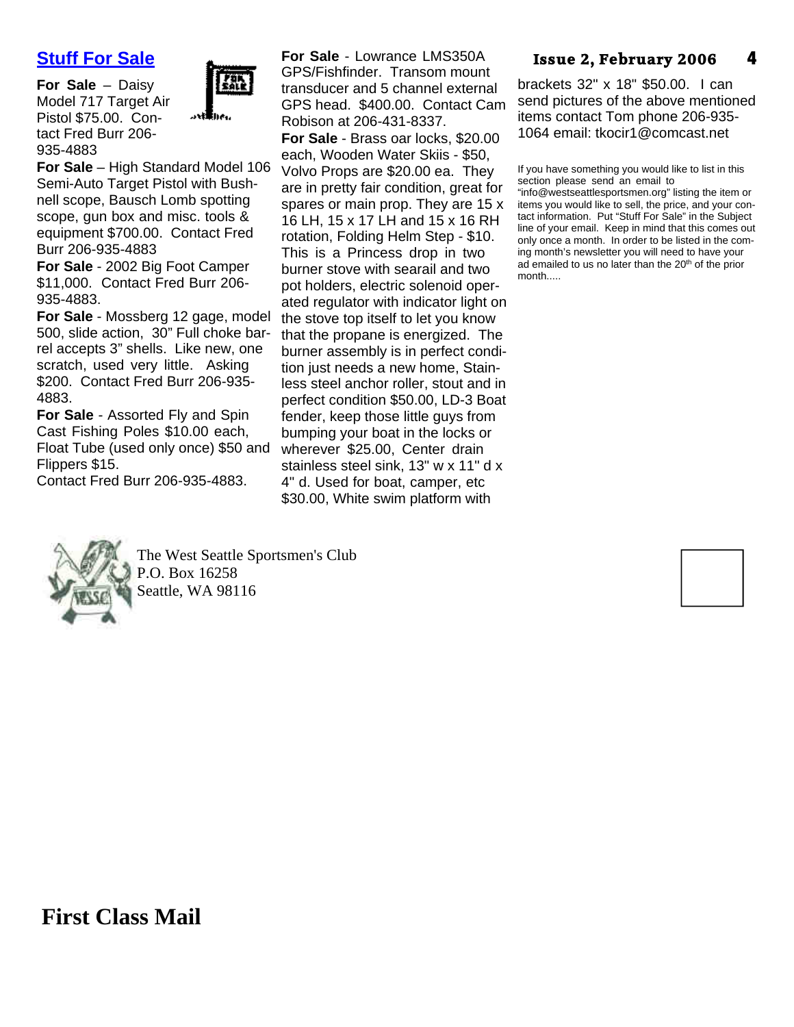## Stuff For Sale

**For Sale** – Daisy Model 717 Target Air Pistol $75.00. Contact Fred Burr 206-935-4883

**For Sale** – High Standard Model 106 Semi-Auto Target Pistol with Bushnell scope, Bausch Lomb spotting scope, gun box and misc. tools & equipment $700.00. Contact Fred Burr 206-935-4883

**For Sale** - 2002 Big Foot Camper $11,000. Contact Fred Burr 206-935-4883.

**For Sale** - Mossberg 12 gage, model 500, slide action, 30" Full choke barrel accepts 3" shells. Like new, one scratch, used very little. Asking $200. Contact Fred Burr 206-935-4883.

**For Sale** - Assorted Fly and Spin Cast Fishing Poles $10.00 each, Float Tube (used only once) $50 and Flippers $15.
Contact Fred Burr 206-935-4883.

**For Sale** - Lowrance LMS350A GPS/Fishfinder. Transom mount transducer and 5 channel external GPS head. $400.00. Contact Cam Robison at 206-431-8337.

**For Sale** - Brass oar locks, $20.00 each, Wooden Water Skiis - $50, Volvo Props are $20.00 ea. They are in pretty fair condition, great for spares or main prop. They are 15 x 16 LH, 15 x 17 LH and 15 x 16 RH rotation, Folding Helm Step - $10. This is a Princess drop in two burner stove with searail and two pot holders, electric solenoid operated regulator with indicator light on the stove top itself to let you know that the propane is energized. The burner assembly is in perfect condition just needs a new home, Stainless steel anchor roller, stout and in perfect condition $50.00, LD-3 Boat fender, keep those little guys from bumping your boat in the locks or wherever $25.00, Center drain stainless steel sink, 13" w x 11" d x 4" d. Used for boat, camper, etc $30.00, White swim platform with brackets 32" x 18" $50.00. I can send pictures of the above mentioned items contact Tom phone 206-935-1064 email: tkocir1@comcast.net

If you have something you would like to list in this section please send an email to "info@westseattlesportsmen.org" listing the item or items you would like to sell, the price, and your contact information. Put "Stuff For Sale" in the Subject line of your email. Keep in mind that this comes out only once a month. In order to be listed in the coming month's newsletter you will need to have your ad emailed to us no later than the 20th of the prior month.....

The West Seattle Sportsmen's Club
P.O. Box 16258
Seattle, WA 98116

**First Class Mail**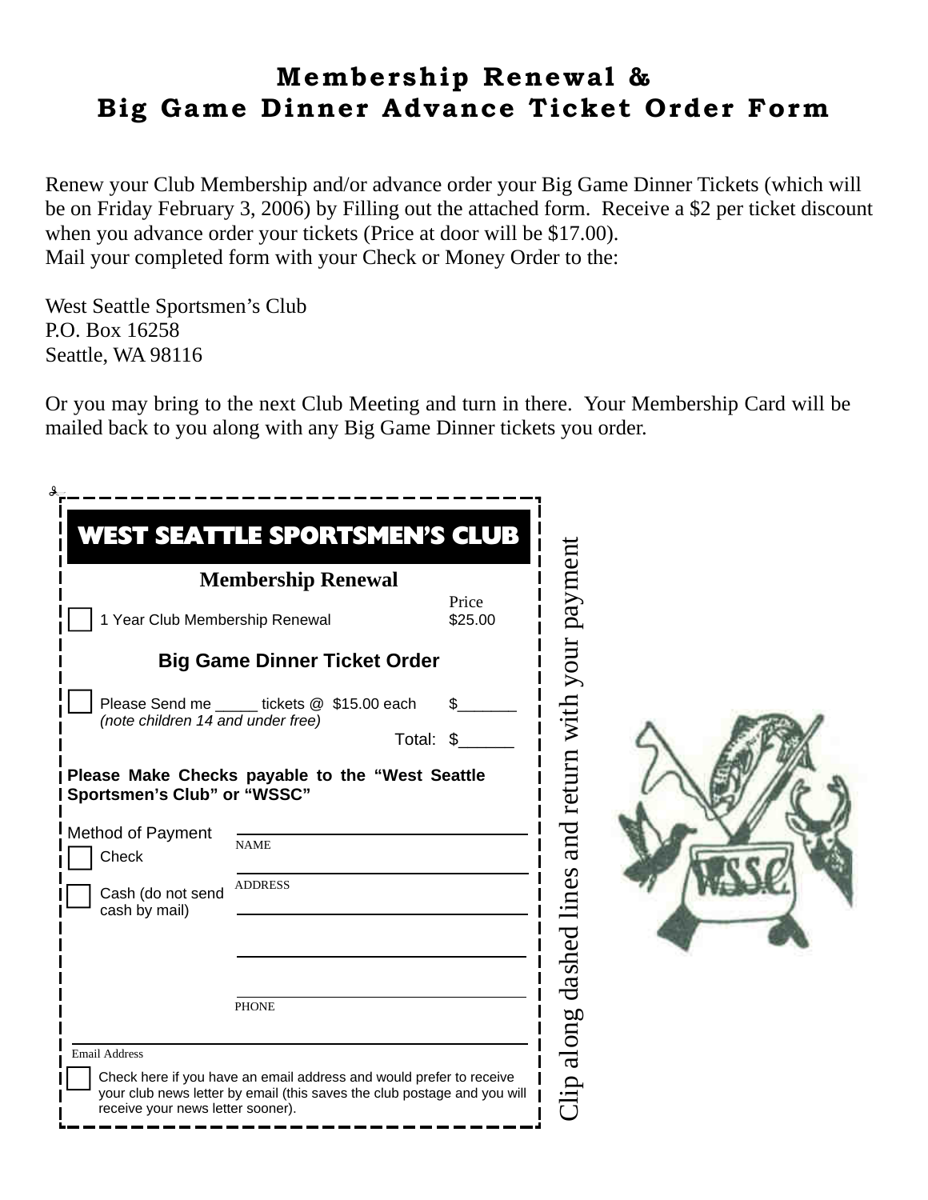# Membership Renewal & Big Game Dinner Advance Ticket Order Form

Renew your Club Membership and/or advance order your Big Game Dinner Tickets (which will be on Friday February 3, 2006) by Filling out the attached form. Receive a $2 per ticket discount when you advance order your tickets (Price at door will be $17.00).
Mail your completed form with your Check or Money Order to the:

West Seattle Sportsmen's Club
P.O. Box 16258
Seattle, WA 98116

Or you may bring to the next Club Meeting and turn in there. Your Membership Card will be mailed back to you along with any Big Game Dinner tickets you order.

---

## WEST SEATTLE SPORTSMEN'S CLUB

### Membership Renewal

| | | Price |
|---|---|---|
| ☐ | 1 Year Club Membership Renewal | $25.00 |

### Big Game Dinner Ticket Order

☐ Please Send me _____ tickets @ $15.00 each $_______
*(note children 14 and under free)*

Total: $______

**Please Make Checks payable to the "West Seattle Sportsmen's Club" or "WSSC"**

Method of Payment

☐ Check

☐ Cash (do not send cash by mail)

NAME ____________________

ADDRESS ____________________

____________________

____________________

PHONE ____________________

Email Address ____________________

☐ Check here if you have an email address and would prefer to receive your club news letter by email (this saves the club postage and you will receive your news letter sooner).

Clip along dashed lines and return with your payment

WSSC